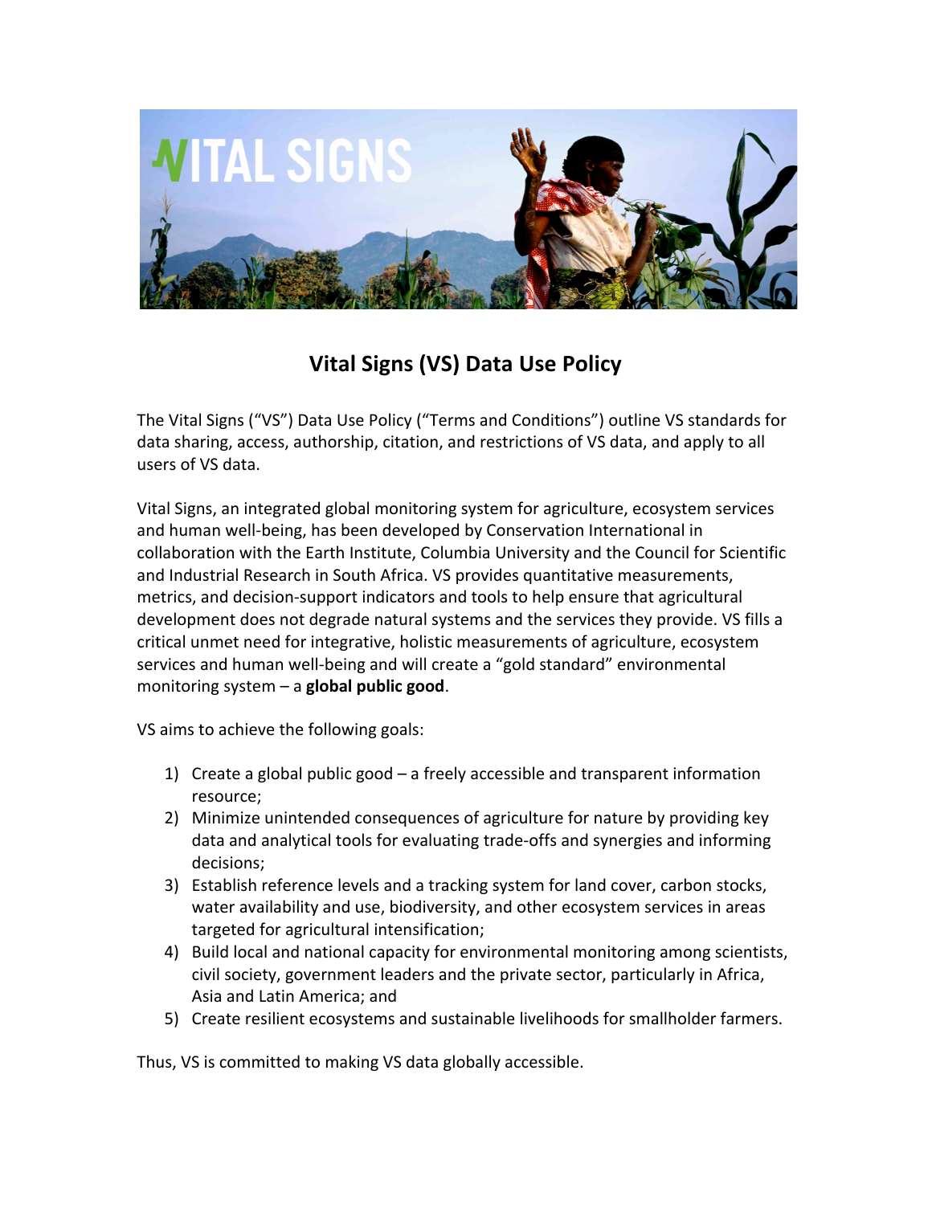# Vital Signs (VS) Data Use Policy

The Vital Signs ("VS") Data Use Policy ("Terms and Conditions") outline VS standards for data sharing, access, authorship, citation, and restrictions of VS data, and apply to all users of VS data.

Vital Signs, an integrated global monitoring system for agriculture, ecosystem services and human well-being, has been developed by Conservation International in collaboration with the Earth Institute, Columbia University and the Council for Scientific and Industrial Research in South Africa. VS provides quantitative measurements, metrics, and decision-support indicators and tools to help ensure that agricultural development does not degrade natural systems and the services they provide. VS fills a critical unmet need for integrative, holistic measurements of agriculture, ecosystem services and human well-being and will create a "gold standard" environmental monitoring system – a **global public good**.

VS aims to achieve the following goals:

1) Create a global public good – a freely accessible and transparent information resource;
2) Minimize unintended consequences of agriculture for nature by providing key data and analytical tools for evaluating trade-offs and synergies and informing decisions;
3) Establish reference levels and a tracking system for land cover, carbon stocks, water availability and use, biodiversity, and other ecosystem services in areas targeted for agricultural intensification;
4) Build local and national capacity for environmental monitoring among scientists, civil society, government leaders and the private sector, particularly in Africa, Asia and Latin America; and
5) Create resilient ecosystems and sustainable livelihoods for smallholder farmers.

Thus, VS is committed to making VS data globally accessible.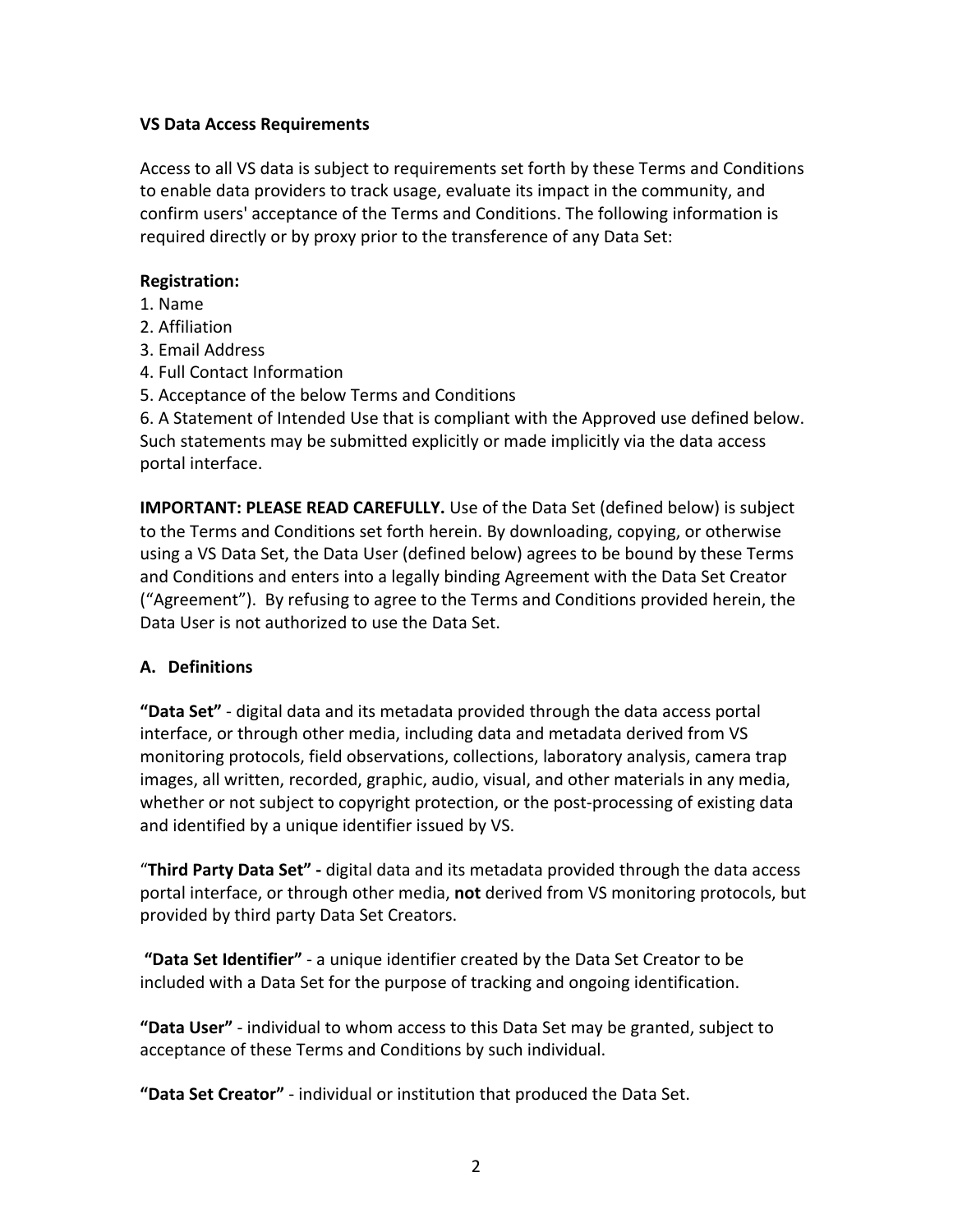**VS Data Access Requirements**

Access to all VS data is subject to requirements set forth by these Terms and Conditions to enable data providers to track usage, evaluate its impact in the community, and confirm users' acceptance of the Terms and Conditions. The following information is required directly or by proxy prior to the transference of any Data Set:

**Registration:**

1. Name
2. Affiliation
3. Email Address
4. Full Contact Information
5. Acceptance of the below Terms and Conditions
6. A Statement of Intended Use that is compliant with the Approved use defined below. Such statements may be submitted explicitly or made implicitly via the data access portal interface.

**IMPORTANT: PLEASE READ CAREFULLY.** Use of the Data Set (defined below) is subject to the Terms and Conditions set forth herein. By downloading, copying, or otherwise using a VS Data Set, the Data User (defined below) agrees to be bound by these Terms and Conditions and enters into a legally binding Agreement with the Data Set Creator ("Agreement"). By refusing to agree to the Terms and Conditions provided herein, the Data User is not authorized to use the Data Set.

**A. Definitions**

**"Data Set"** - digital data and its metadata provided through the data access portal interface, or through other media, including data and metadata derived from VS monitoring protocols, field observations, collections, laboratory analysis, camera trap images, all written, recorded, graphic, audio, visual, and other materials in any media, whether or not subject to copyright protection, or the post-processing of existing data and identified by a unique identifier issued by VS.

"**Third Party Data Set" -** digital data and its metadata provided through the data access portal interface, or through other media, **not** derived from VS monitoring protocols, but provided by third party Data Set Creators.

**"Data Set Identifier"** - a unique identifier created by the Data Set Creator to be included with a Data Set for the purpose of tracking and ongoing identification.

**"Data User"** - individual to whom access to this Data Set may be granted, subject to acceptance of these Terms and Conditions by such individual.

**"Data Set Creator"** - individual or institution that produced the Data Set.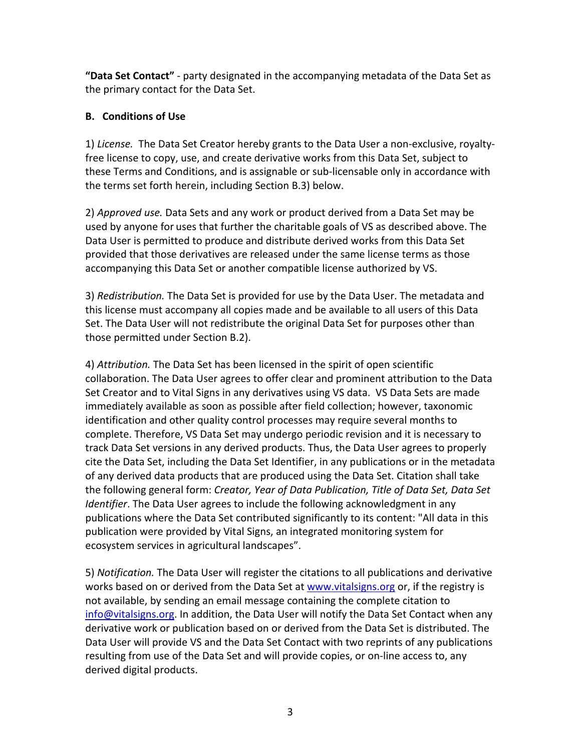**"Data Set Contact"** - party designated in the accompanying metadata of the Data Set as the primary contact for the Data Set.

**B. Conditions of Use**

1) *License.* The Data Set Creator hereby grants to the Data User a non-exclusive, royalty-free license to copy, use, and create derivative works from this Data Set, subject to these Terms and Conditions, and is assignable or sub-licensable only in accordance with the terms set forth herein, including Section B.3) below.

2) *Approved use.* Data Sets and any work or product derived from a Data Set may be used by anyone for uses that further the charitable goals of VS as described above. The Data User is permitted to produce and distribute derived works from this Data Set provided that those derivatives are released under the same license terms as those accompanying this Data Set or another compatible license authorized by VS.

3) *Redistribution.* The Data Set is provided for use by the Data User. The metadata and this license must accompany all copies made and be available to all users of this Data Set. The Data User will not redistribute the original Data Set for purposes other than those permitted under Section B.2).

4) *Attribution.* The Data Set has been licensed in the spirit of open scientific collaboration. The Data User agrees to offer clear and prominent attribution to the Data Set Creator and to Vital Signs in any derivatives using VS data. VS Data Sets are made immediately available as soon as possible after field collection; however, taxonomic identification and other quality control processes may require several months to complete. Therefore, VS Data Set may undergo periodic revision and it is necessary to track Data Set versions in any derived products. Thus, the Data User agrees to properly cite the Data Set, including the Data Set Identifier, in any publications or in the metadata of any derived data products that are produced using the Data Set. Citation shall take the following general form: *Creator, Year of Data Publication, Title of Data Set, Data Set Identifier*. The Data User agrees to include the following acknowledgment in any publications where the Data Set contributed significantly to its content: "All data in this publication were provided by Vital Signs, an integrated monitoring system for ecosystem services in agricultural landscapes".

5) *Notification.* The Data User will register the citations to all publications and derivative works based on or derived from the Data Set at www.vitalsigns.org or, if the registry is not available, by sending an email message containing the complete citation to info@vitalsigns.org. In addition, the Data User will notify the Data Set Contact when any derivative work or publication based on or derived from the Data Set is distributed. The Data User will provide VS and the Data Set Contact with two reprints of any publications resulting from use of the Data Set and will provide copies, or on-line access to, any derived digital products.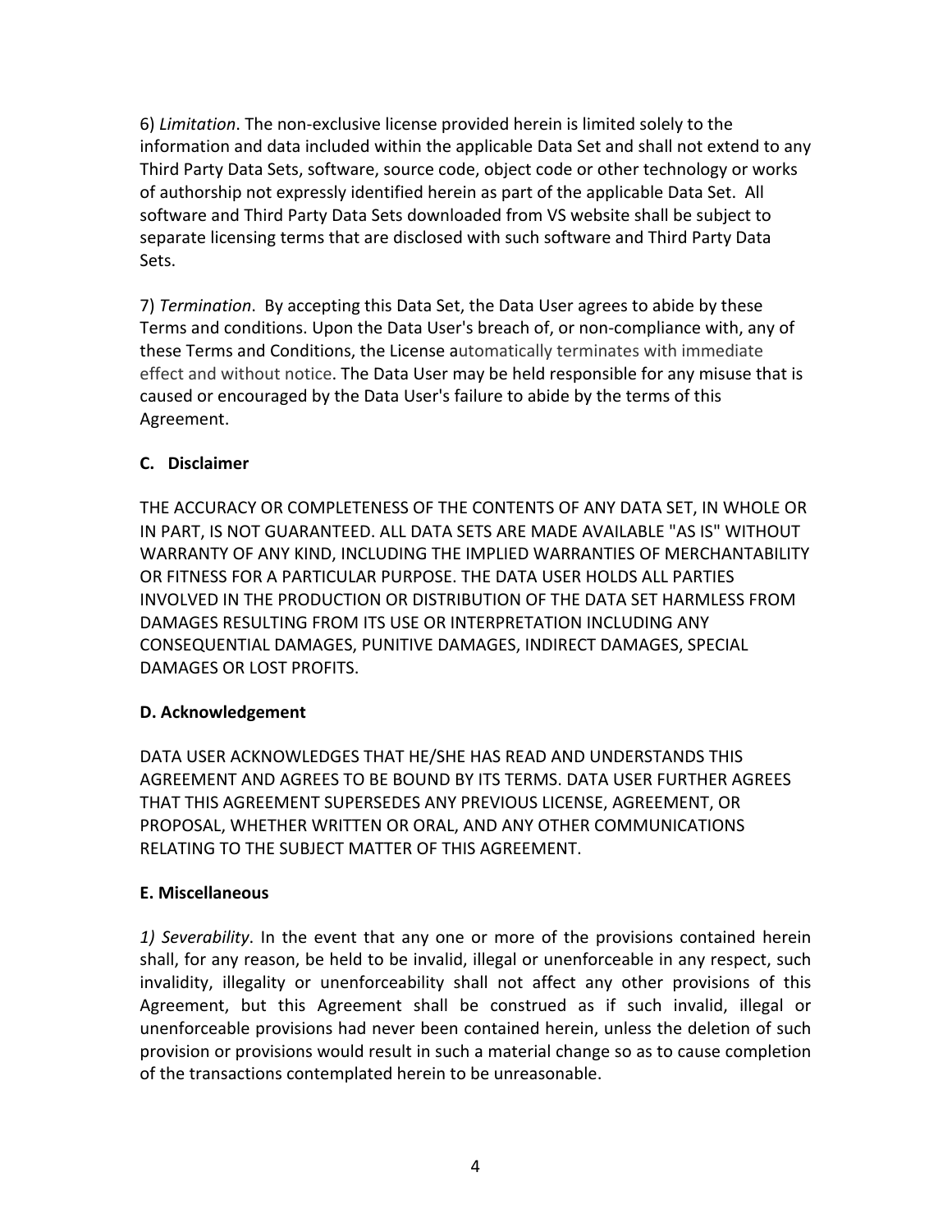6) *Limitation*. The non-exclusive license provided herein is limited solely to the information and data included within the applicable Data Set and shall not extend to any Third Party Data Sets, software, source code, object code or other technology or works of authorship not expressly identified herein as part of the applicable Data Set. All software and Third Party Data Sets downloaded from VS website shall be subject to separate licensing terms that are disclosed with such software and Third Party Data Sets.

7) *Termination*. By accepting this Data Set, the Data User agrees to abide by these Terms and conditions. Upon the Data User's breach of, or non-compliance with, any of these Terms and Conditions, the License automatically terminates with immediate effect and without notice. The Data User may be held responsible for any misuse that is caused or encouraged by the Data User's failure to abide by the terms of this Agreement.

**C. Disclaimer**

THE ACCURACY OR COMPLETENESS OF THE CONTENTS OF ANY DATA SET, IN WHOLE OR IN PART, IS NOT GUARANTEED. ALL DATA SETS ARE MADE AVAILABLE "AS IS" WITHOUT WARRANTY OF ANY KIND, INCLUDING THE IMPLIED WARRANTIES OF MERCHANTABILITY OR FITNESS FOR A PARTICULAR PURPOSE. THE DATA USER HOLDS ALL PARTIES INVOLVED IN THE PRODUCTION OR DISTRIBUTION OF THE DATA SET HARMLESS FROM DAMAGES RESULTING FROM ITS USE OR INTERPRETATION INCLUDING ANY CONSEQUENTIAL DAMAGES, PUNITIVE DAMAGES, INDIRECT DAMAGES, SPECIAL DAMAGES OR LOST PROFITS.

**D. Acknowledgement**

DATA USER ACKNOWLEDGES THAT HE/SHE HAS READ AND UNDERSTANDS THIS AGREEMENT AND AGREES TO BE BOUND BY ITS TERMS. DATA USER FURTHER AGREES THAT THIS AGREEMENT SUPERSEDES ANY PREVIOUS LICENSE, AGREEMENT, OR PROPOSAL, WHETHER WRITTEN OR ORAL, AND ANY OTHER COMMUNICATIONS RELATING TO THE SUBJECT MATTER OF THIS AGREEMENT.

**E. Miscellaneous**

*1) Severability*. In the event that any one or more of the provisions contained herein shall, for any reason, be held to be invalid, illegal or unenforceable in any respect, such invalidity, illegality or unenforceability shall not affect any other provisions of this Agreement, but this Agreement shall be construed as if such invalid, illegal or unenforceable provisions had never been contained herein, unless the deletion of such provision or provisions would result in such a material change so as to cause completion of the transactions contemplated herein to be unreasonable.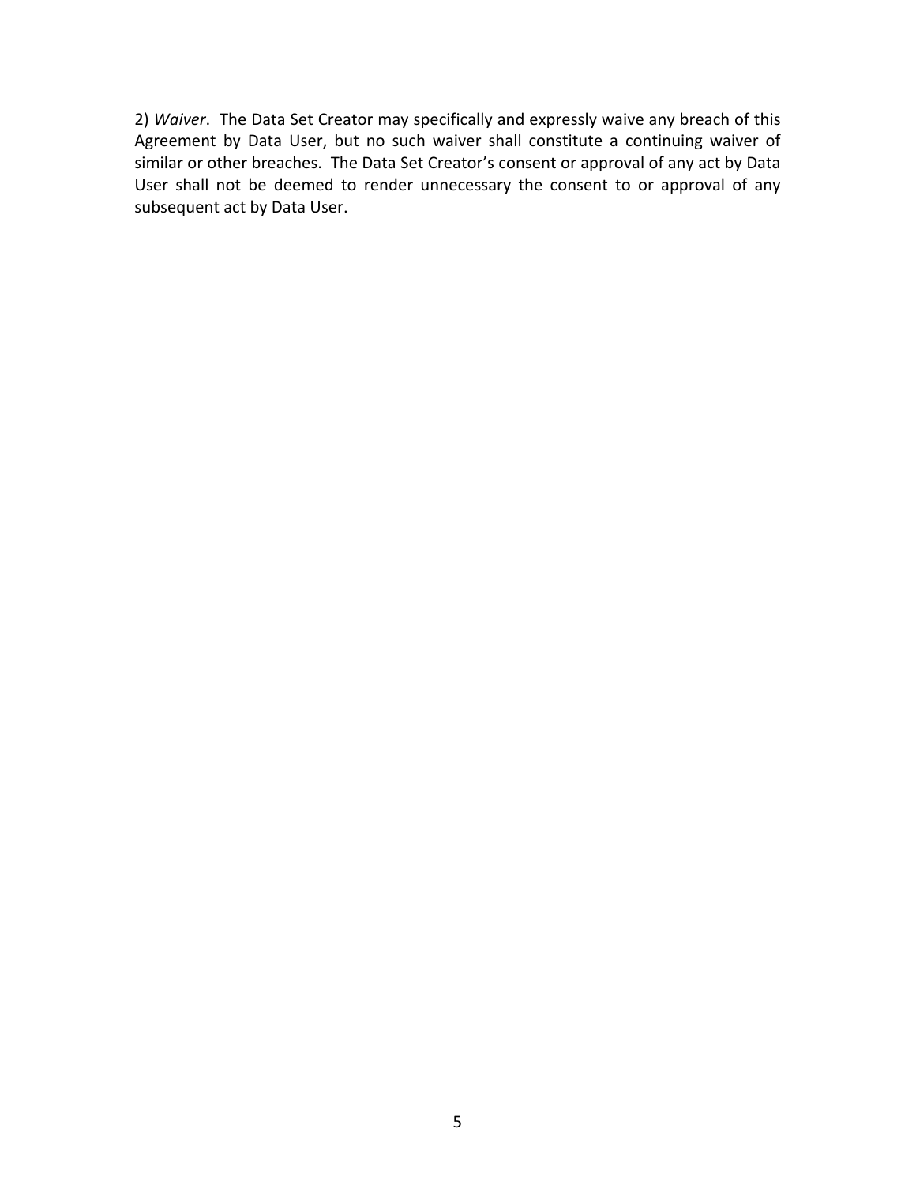2) *Waiver*. The Data Set Creator may specifically and expressly waive any breach of this Agreement by Data User, but no such waiver shall constitute a continuing waiver of similar or other breaches. The Data Set Creator's consent or approval of any act by Data User shall not be deemed to render unnecessary the consent to or approval of any subsequent act by Data User.